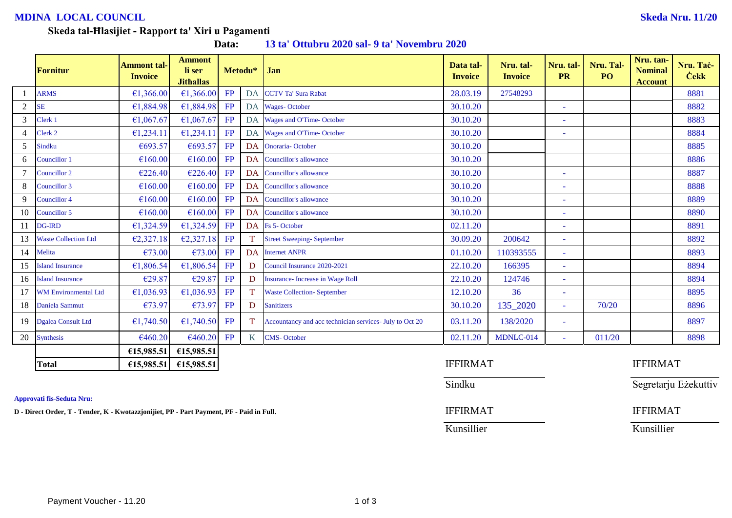**MDINA LOCAL COUNCIL** **Skeda Nru. 11/20**

**Skeda tal-Ħlasijiet - Rapport ta' Xiri u Pagamenti**

**Data: 13 ta' Ottubru 2020 sal- 9 ta' Novembru 2020**

| | Fornitur | Ammont tal-Invoice | Ammont li ser Jithallas | Metodu* | | Jan | Data tal-Invoice | Nru. tal-Invoice | Nru. tal-PR | Nru. Tal-PO | Nru. tan-Nominal Account | Nru. Taċ-Ċekk |
|---|---|---|---|---|---|---|---|---|---|---|---|---|
| 1 | ARMS | €1,366.00 | €1,366.00 | FP | DA | CCTV Ta' Sura Rabat | 28.03.19 | 27548293 | | | | 8881 |
| 2 | SE | €1,884.98 | €1,884.98 | FP | DA | Wages- October | 30.10.20 | | - | | | 8882 |
| 3 | Clerk 1 | €1,067.67 | €1,067.67 | FP | DA | Wages and O'Time- October | 30.10.20 | | - | | | 8883 |
| 4 | Clerk 2 | €1,234.11 | €1,234.11 | FP | DA | Wages and O'Time- October | 30.10.20 | | - | | | 8884 |
| 5 | Sindku | €693.57 | €693.57 | FP | DA | Onoraria- October | 30.10.20 | | | | | 8885 |
| 6 | Councillor 1 | €160.00 | €160.00 | FP | DA | Councillor's allowance | 30.10.20 | | | | | 8886 |
| 7 | Councillor 2 | €226.40 | €226.40 | FP | DA | Councillor's allowance | 30.10.20 | | - | | | 8887 |
| 8 | Councillor 3 | €160.00 | €160.00 | FP | DA | Councillor's allowance | 30.10.20 | | - | | | 8888 |
| 9 | Councillor 4 | €160.00 | €160.00 | FP | DA | Councillor's allowance | 30.10.20 | | - | | | 8889 |
| 10 | Councillor 5 | €160.00 | €160.00 | FP | DA | Councillor's allowance | 30.10.20 | | - | | | 8890 |
| 11 | DG-IRD | €1,324.59 | €1,324.59 | FP | DA | Fs 5- October | 02.11.20 | | - | | | 8891 |
| 13 | Waste Collection Ltd | €2,327.18 | €2,327.18 | FP | T | Street Sweeping- September | 30.09.20 | 200642 | - | | | 8892 |
| 14 | Melita | €73.00 | €73.00 | FP | DA | Internet ANPR | 01.10.20 | 110393555 | - | | | 8893 |
| 15 | Island Insurance | €1,806.54 | €1,806.54 | FP | D | Council Insurance 2020-2021 | 22.10.20 | 166395 | - | | | 8894 |
| 16 | Island Insurance | €29.87 | €29.87 | FP | D | Insurance- Increase in Wage Roll | 22.10.20 | 124746 | - | | | 8894 |
| 17 | WM Environmental Ltd | €1,036.93 | €1,036.93 | FP | T | Waste Collection- September | 12.10.20 | 36 | - | | | 8895 |
| 18 | Daniela Sammut | €73.97 | €73.97 | FP | D | Sanitizers | 30.10.20 | 135_2020 | - | 70/20 | | 8896 |
| 19 | Dgalea Consult Ltd | €1,740.50 | €1,740.50 | FP | T | Accountancy and acc technician services- July to Oct 20 | 03.11.20 | 138/2020 | - | | | 8897 |
| 20 | Synthesis | €460.20 | €460.20 | FP | K | CMS- October | 02.11.20 | MDNLC-014 | - | 011/20 | | 8898 |
| | | €15,985.51 | €15,985.51 | | | | | | | | | |
| | **Total** | **€15,985.51** | **€15,985.51** | | | | | | | | | |

IFFIRMAT

Sindku

IFFIRMAT

Segretarju Eżekuttiv

IFFIRMAT

Kunsillier

IFFIRMAT

Kunsillier

**Approvati fis-Seduta Nru:**

**D - Direct Order, T - Tender, K - Kwotazzjonijiet, PP - Part Payment, PF - Paid in Full.**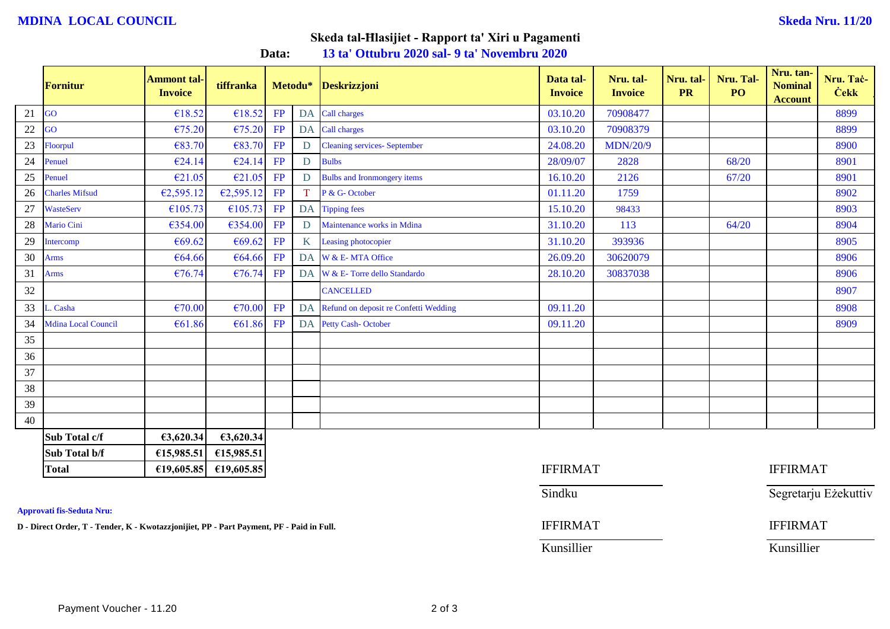**MDINA LOCAL COUNCIL** **Skeda Nru. 11/20**

## Skeda tal-Ħlasijiet - Rapport ta' Xiri u Pagamenti

**Data:** **13 ta' Ottubru 2020 sal- 9 ta' Novembru 2020**

| | Fornitur | Ammont tal-Invoice | tiffranka | Metodu* | | Deskrizzjoni | Data tal-Invoice | Nru. tal-Invoice | Nru. tal-PR | Nru. Tal-PO | Nru. tan-Nominal Account | Nru. Taċ-Ċekk |
|---|---|---|---|---|---|---|---|---|---|---|---|---|
| 21 | GO | €18.52 | €18.52 | FP | DA | Call charges | 03.10.20 | 70908477 | | | | 8899 |
| 22 | GO | €75.20 | €75.20 | FP | DA | Call charges | 03.10.20 | 70908379 | | | | 8899 |
| 23 | Floorpul | €83.70 | €83.70 | FP | D | Cleaning services- September | 24.08.20 | MDN/20/9 | | | | 8900 |
| 24 | Penuel | €24.14 | €24.14 | FP | D | Bulbs | 28/09/07 | 2828 | | 68/20 | | 8901 |
| 25 | Penuel | €21.05 | €21.05 | FP | D | Bulbs and Ironmongery items | 16.10.20 | 2126 | | 67/20 | | 8901 |
| 26 | Charles Mifsud | €2,595.12 | €2,595.12 | FP | T | P & G- October | 01.11.20 | 1759 | | | | 8902 |
| 27 | WasteServ | €105.73 | €105.73 | FP | DA | Tipping fees | 15.10.20 | 98433 | | | | 8903 |
| 28 | Mario Cini | €354.00 | €354.00 | FP | D | Maintenance works in Mdina | 31.10.20 | 113 | | 64/20 | | 8904 |
| 29 | Intercomp | €69.62 | €69.62 | FP | K | Leasing photocopier | 31.10.20 | 393936 | | | | 8905 |
| 30 | Arms | €64.66 | €64.66 | FP | DA | W & E- MTA Office | 26.09.20 | 30620079 | | | | 8906 |
| 31 | Arms | €76.74 | €76.74 | FP | DA | W & E- Torre dello Standardo | 28.10.20 | 30837038 | | | | 8906 |
| 32 | | | | | | CANCELLED | | | | | | 8907 |
| 33 | L. Casha | €70.00 | €70.00 | FP | DA | Refund on deposit re Confetti Wedding | 09.11.20 | | | | | 8908 |
| 34 | Mdina Local Council | €61.86 | €61.86 | FP | DA | Petty Cash- October | 09.11.20 | | | | | 8909 |
| 35 | | | | | | | | | | | | |
| 36 | | | | | | | | | | | | |
| 37 | | | | | | | | | | | | |
| 38 | | | | | | | | | | | | |
| 39 | | | | | | | | | | | | |
| 40 | | | | | | | | | | | | |

| | | |
|---|---|---|
| **Sub Total c/f** | **€3,620.34** | **€3,620.34** |
| **Sub Total b/f** | **€15,985.51** | **€15,985.51** |
| **Total** | **€19,605.85** | **€19,605.85** |

IFFIRMAT
Sindku

IFFIRMAT
Segretarju Eżekuttiv

IFFIRMAT
Kunsillier

IFFIRMAT
Kunsillier

**Approvati fis-Seduta Nru:**

**D - Direct Order, T - Tender, K - Kwotazzjonijiet, PP - Part Payment, PF - Paid in Full.**

Payment Voucher - 11.20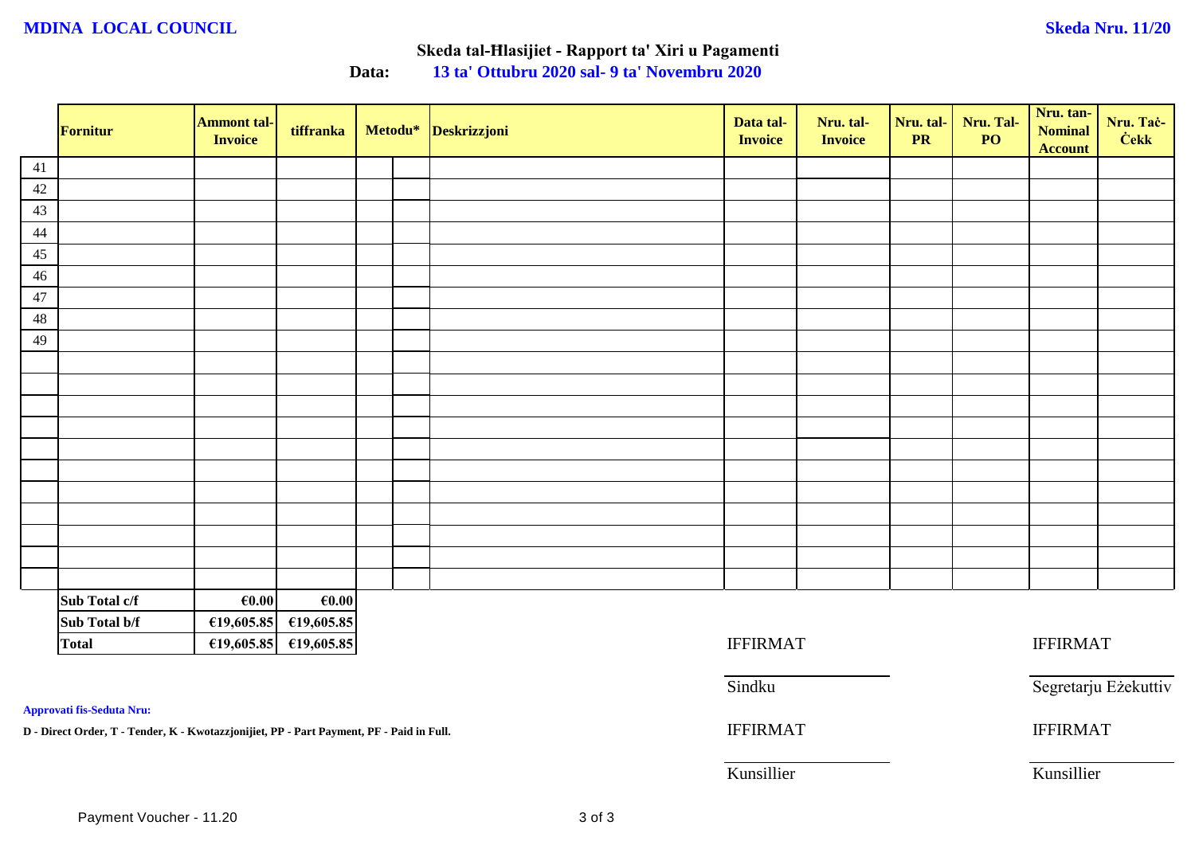**MDINA LOCAL COUNCIL**

**Skeda Nru. 11/20**

**Skeda tal-Ħlasijiet - Rapport ta' Xiri u Pagamenti**

**Data:** **13 ta' Ottubru 2020 sal- 9 ta' Novembru 2020**

| | Fornitur | Ammont tal-Invoice | tiffranka | Metodu* | | Deskrizzjoni | Data tal-Invoice | Nru. tal-Invoice | Nru. tal-PR | Nru. Tal-PO | Nru. tan-Nominal Account | Nru. Taċ-Ċekk |
|---|---|---|---|---|---|---|---|---|---|---|---|---|
| 41 | | | | | | | | | | | | |
| 42 | | | | | | | | | | | | |
| 43 | | | | | | | | | | | | |
| 44 | | | | | | | | | | | | |
| 45 | | | | | | | | | | | | |
| 46 | | | | | | | | | | | | |
| 47 | | | | | | | | | | | | |
| 48 | | | | | | | | | | | | |
| 49 | | | | | | | | | | | | |
| | | | | | | | | | | | | |
| | | | | | | | | | | | | |
| | | | | | | | | | | | | |
| | | | | | | | | | | | | |
| | | | | | | | | | | | | |
| | | | | | | | | | | | | |
| | | | | | | | | | | | | |
| | | | | | | | | | | | | |
| | | | | | | | | | | | | |
| | | | | | | | | | | | | |
| | | | | | | | | | | | | |
| | **Sub Total c/f** | **€0.00** | **€0.00** | | | | | | | | | |
| | **Sub Total b/f** | **€19,605.85** | **€19,605.85** | | | | | | | | | |
| | **Total** | **€19,605.85** | **€19,605.85** | | | | | | | | | |

IFFIRMAT

Sindku

IFFIRMAT

Segretarju Eżekuttiv

IFFIRMAT

Kunsillier

IFFIRMAT

Kunsillier

**Approvati fis-Seduta Nru:**

**D - Direct Order, T - Tender, K - Kwotazzjonijiet, PP - Part Payment, PF - Paid in Full.**

Payment Voucher - 11.20